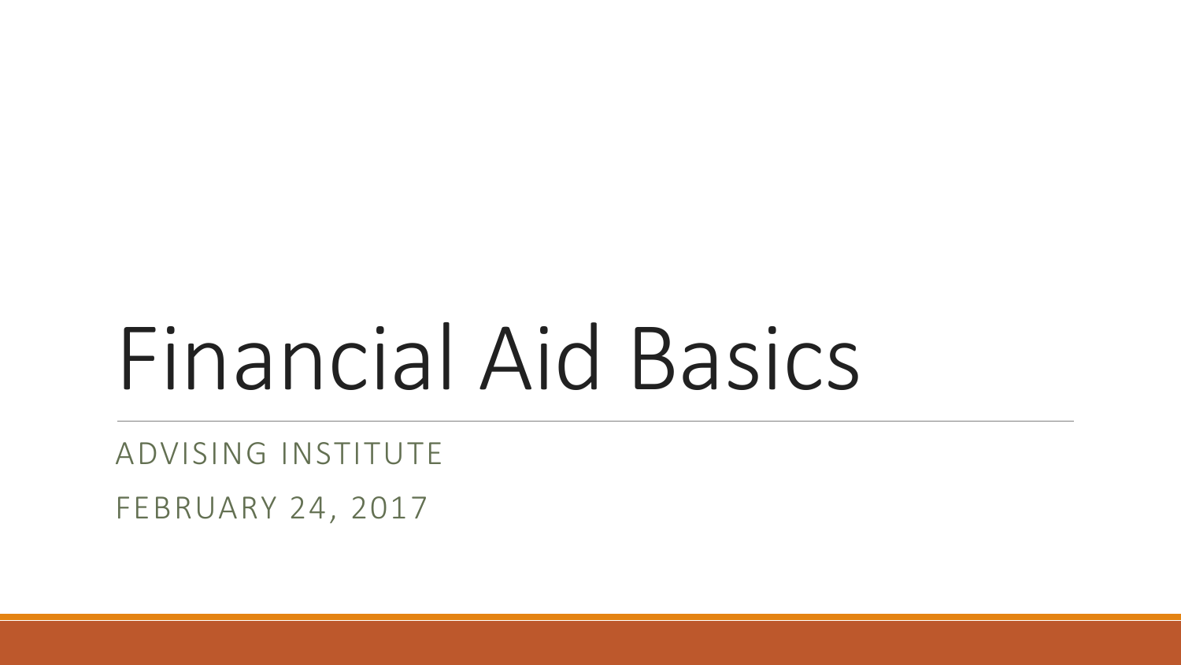# Financial Aid Basics

ADVISING INSTITUTE

FEBRUARY 24, 2017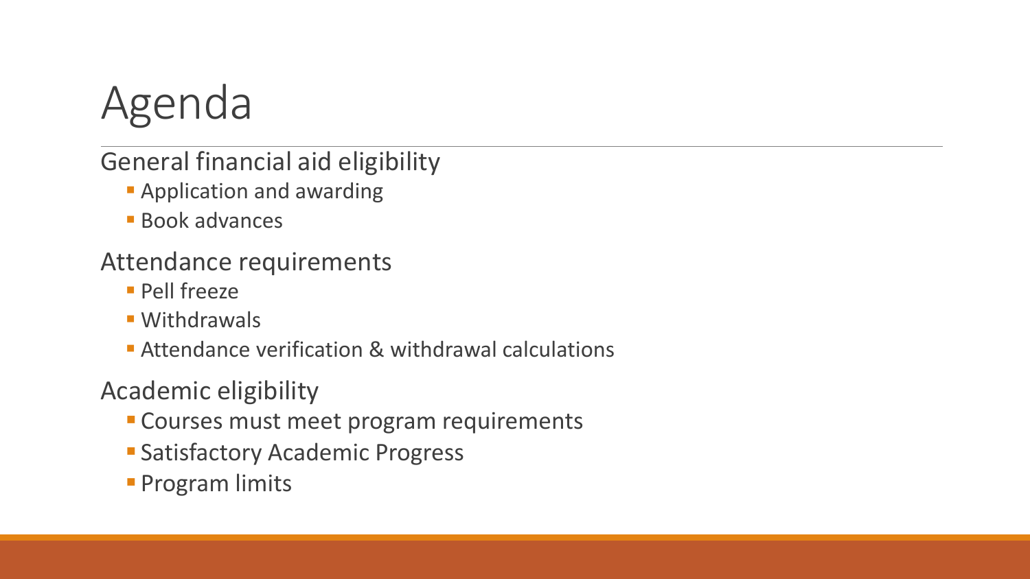# Agenda

General financial aid eligibility

- Application and awarding
- Book advances

Attendance requirements

- Pell freeze
- Withdrawals
- Attendance verification & withdrawal calculations

Academic eligibility

- Courses must meet program requirements
- Satisfactory Academic Progress
- Program limits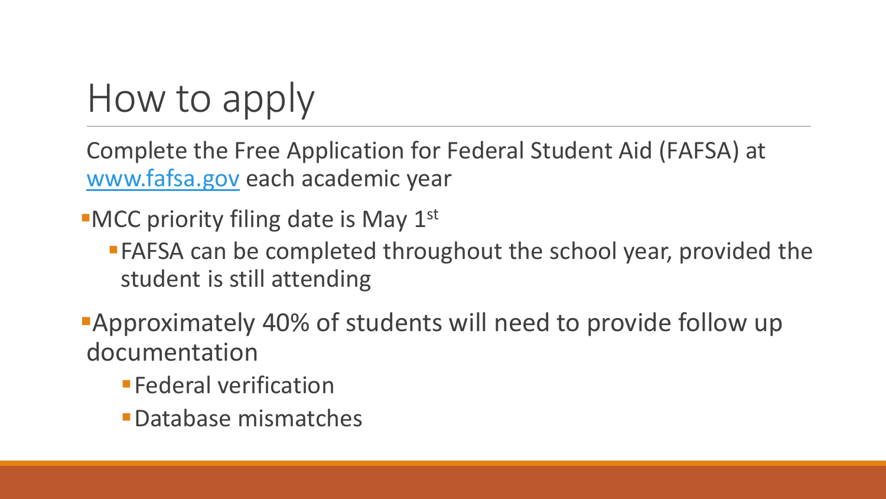# How to apply

Complete the Free Application for Federal Student Aid (FAFSA) at [www.fafsa.gov](http://www.fafsa.gov) each academic year

- MCC priority filing date is May 1st
  - FAFSA can be completed throughout the school year, provided the student is still attending
- Approximately 40% of students will need to provide follow up documentation
  - Federal verification
  - Database mismatches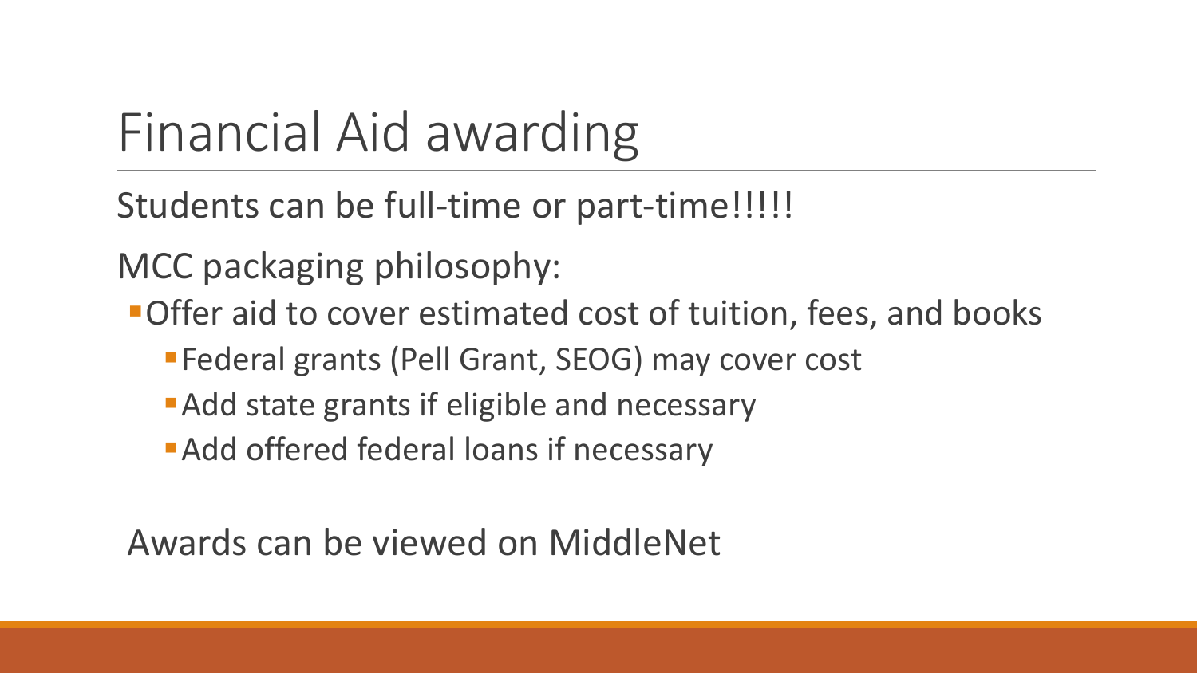# Financial Aid awarding

Students can be full-time or part-time!!!!!

MCC packaging philosophy:

- Offer aid to cover estimated cost of tuition, fees, and books
  - Federal grants (Pell Grant, SEOG) may cover cost
  - Add state grants if eligible and necessary
  - Add offered federal loans if necessary

Awards can be viewed on MiddleNet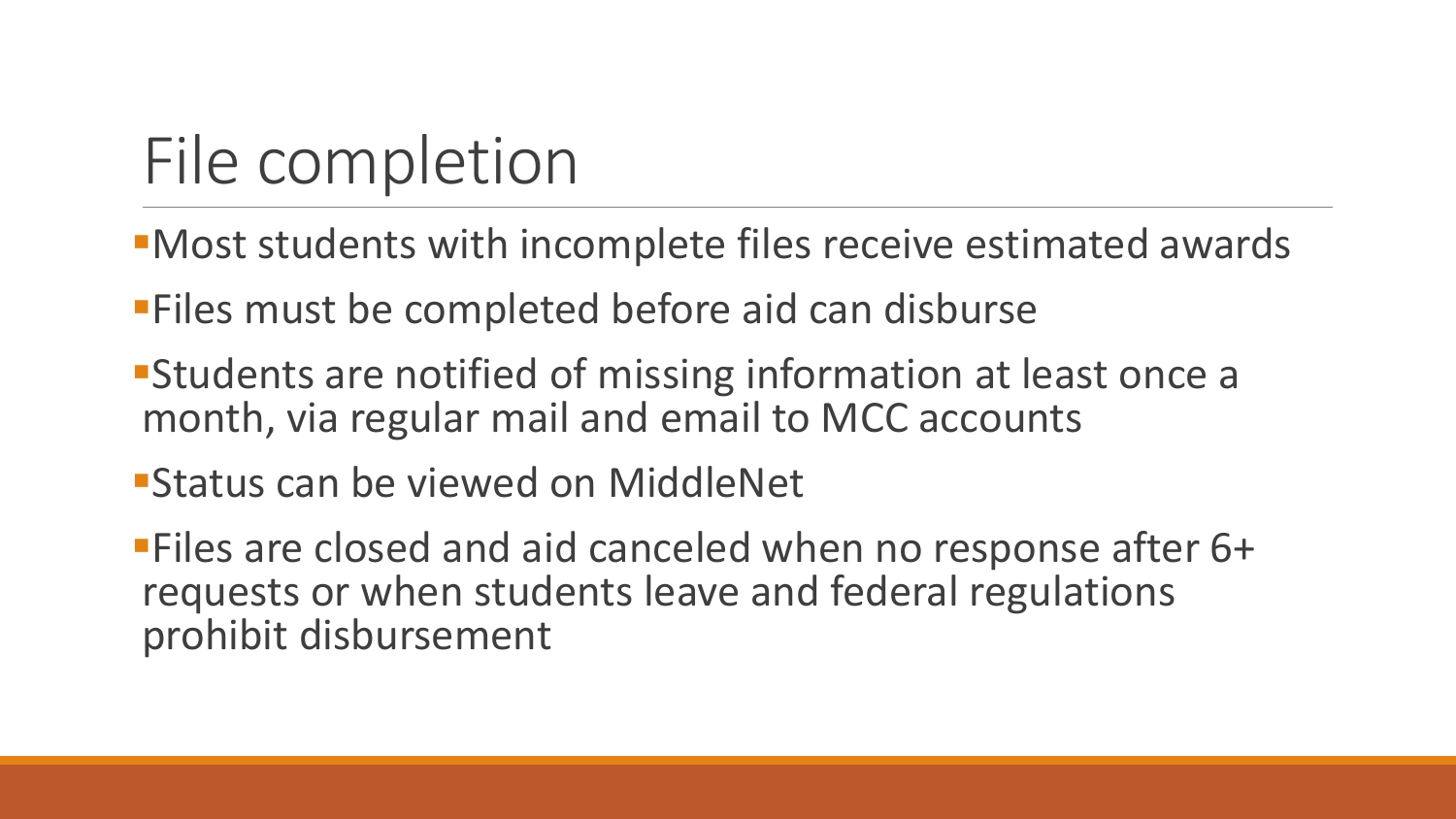# File completion

- Most students with incomplete files receive estimated awards
- Files must be completed before aid can disburse
- Students are notified of missing information at least once a month, via regular mail and email to MCC accounts
- Status can be viewed on MiddleNet
- Files are closed and aid canceled when no response after 6+ requests or when students leave and federal regulations prohibit disbursement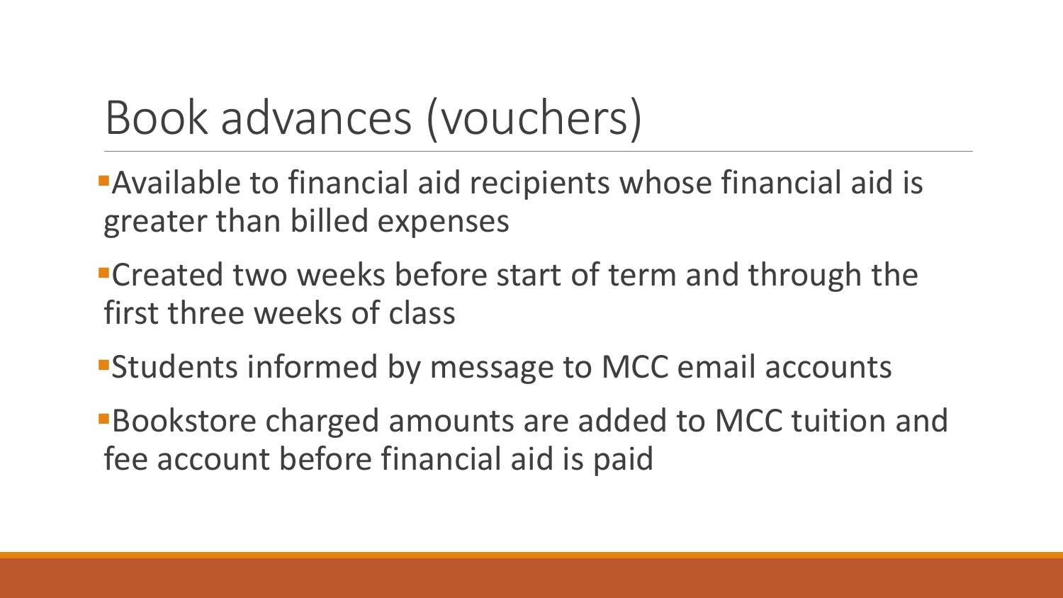# Book advances (vouchers)

- Available to financial aid recipients whose financial aid is greater than billed expenses
- Created two weeks before start of term and through the first three weeks of class
- Students informed by message to MCC email accounts
- Bookstore charged amounts are added to MCC tuition and fee account before financial aid is paid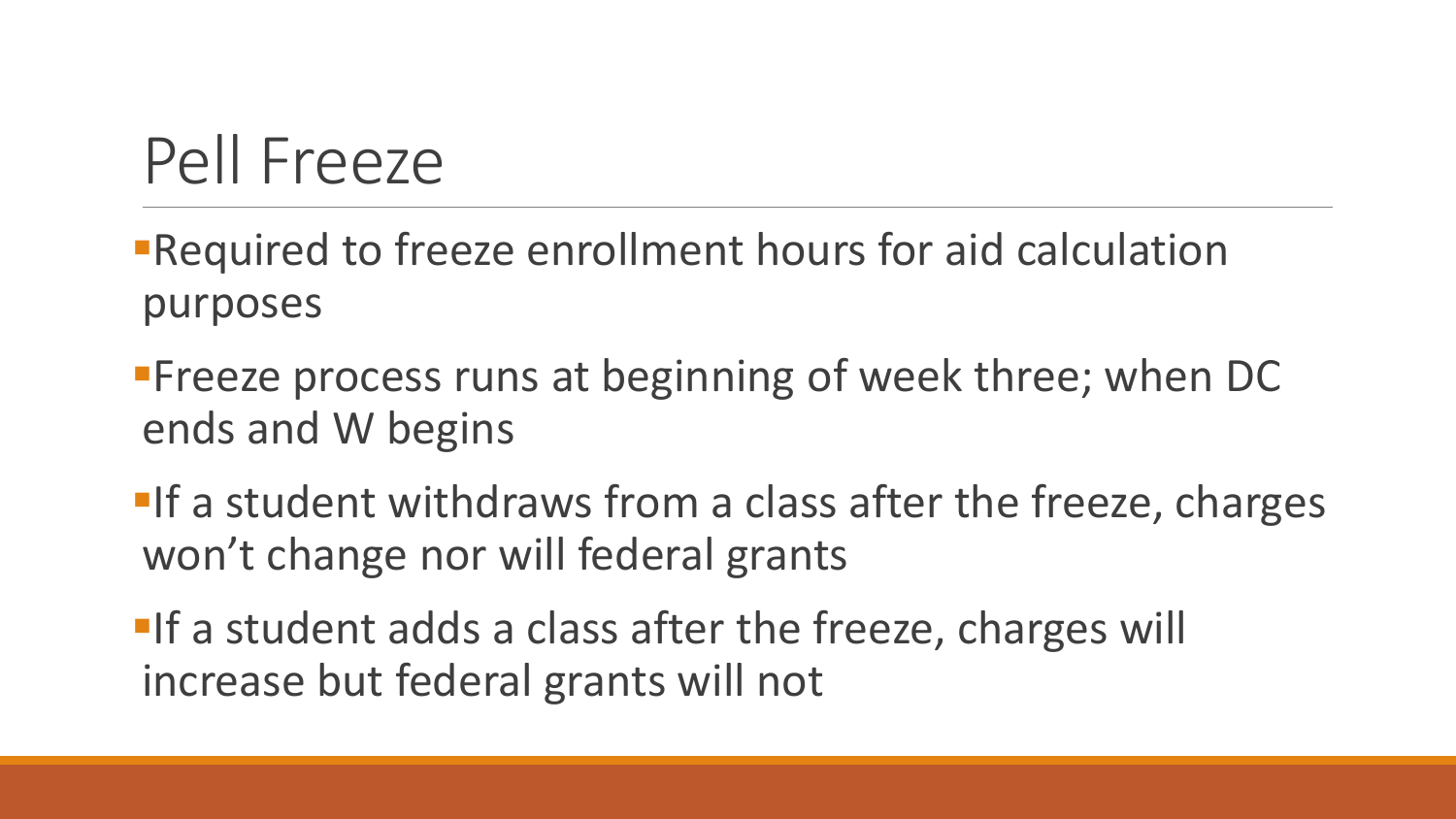# Pell Freeze

- Required to freeze enrollment hours for aid calculation purposes
- Freeze process runs at beginning of week three; when DC ends and W begins
- If a student withdraws from a class after the freeze, charges won't change nor will federal grants
- If a student adds a class after the freeze, charges will increase but federal grants will not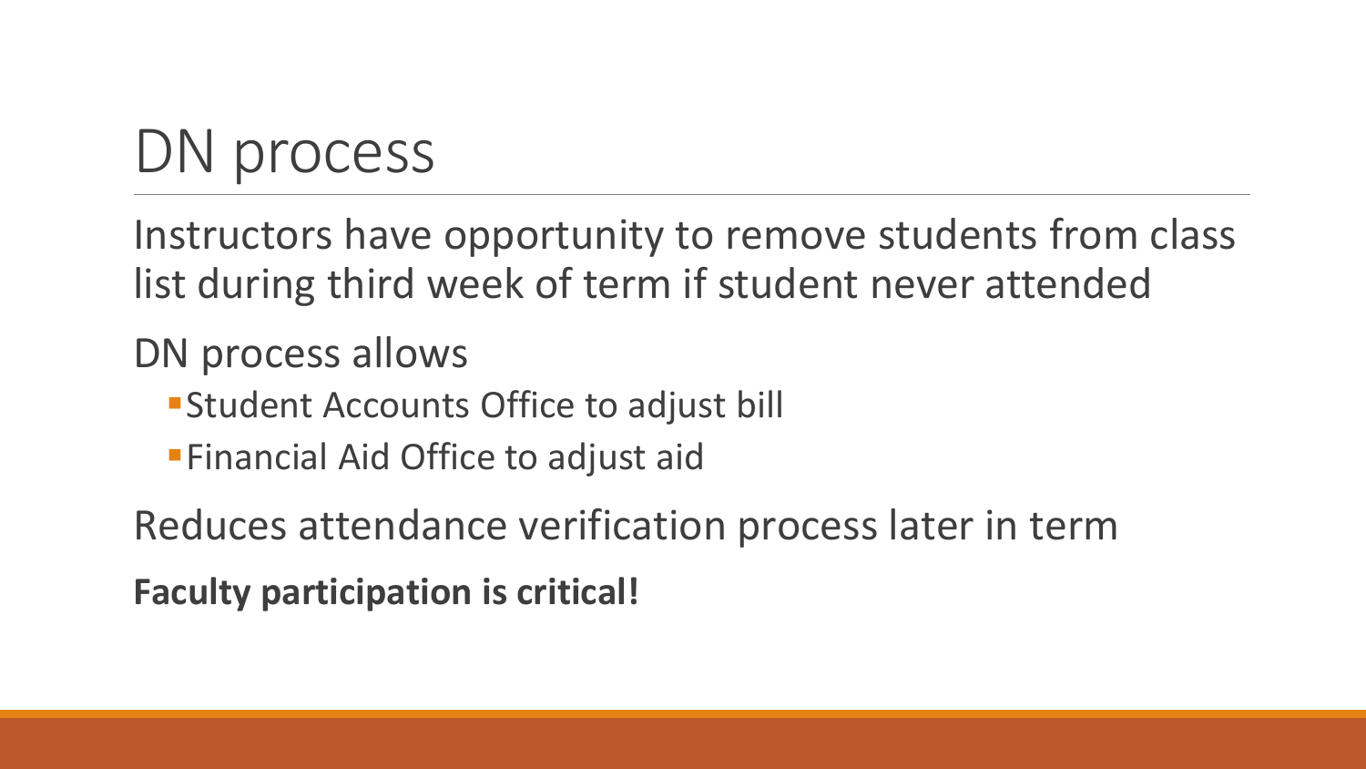# DN process

Instructors have opportunity to remove students from class list during third week of term if student never attended

DN process allows

- Student Accounts Office to adjust bill
- Financial Aid Office to adjust aid

Reduces attendance verification process later in term

**Faculty participation is critical!**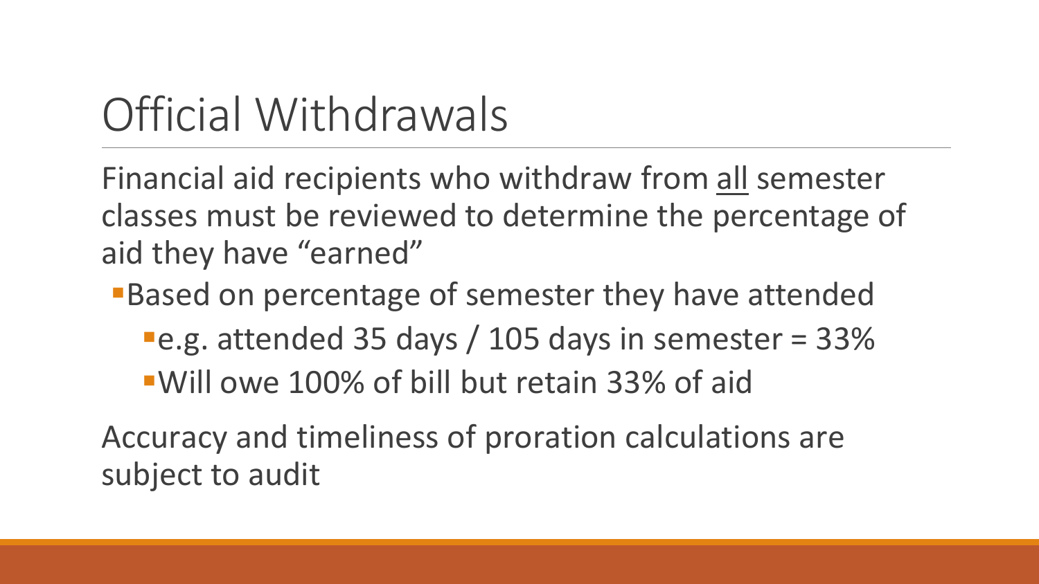# Official Withdrawals

Financial aid recipients who withdraw from <u>all</u> semester classes must be reviewed to determine the percentage of aid they have "earned"

- Based on percentage of semester they have attended
  - e.g. attended 35 days / 105 days in semester = 33%
  - Will owe 100% of bill but retain 33% of aid

Accuracy and timeliness of proration calculations are subject to audit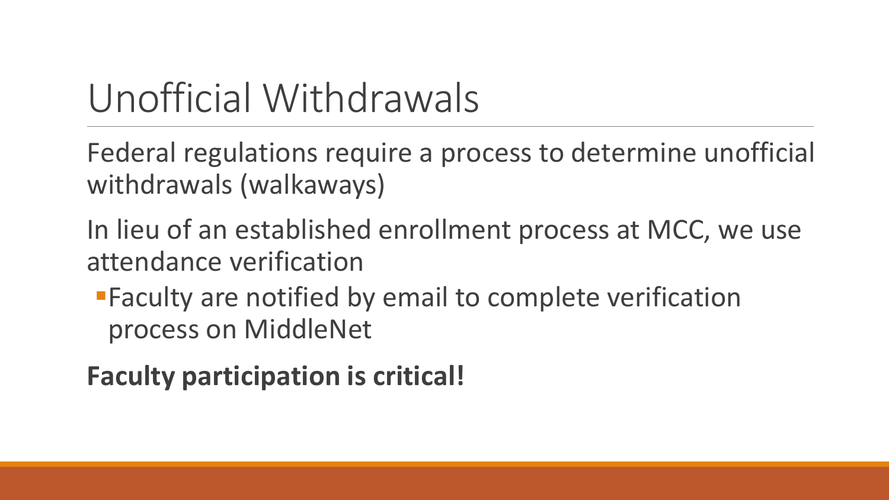# Unofficial Withdrawals

Federal regulations require a process to determine unofficial withdrawals (walkaways)

In lieu of an established enrollment process at MCC, we use attendance verification

- Faculty are notified by email to complete verification process on MiddleNet

**Faculty participation is critical!**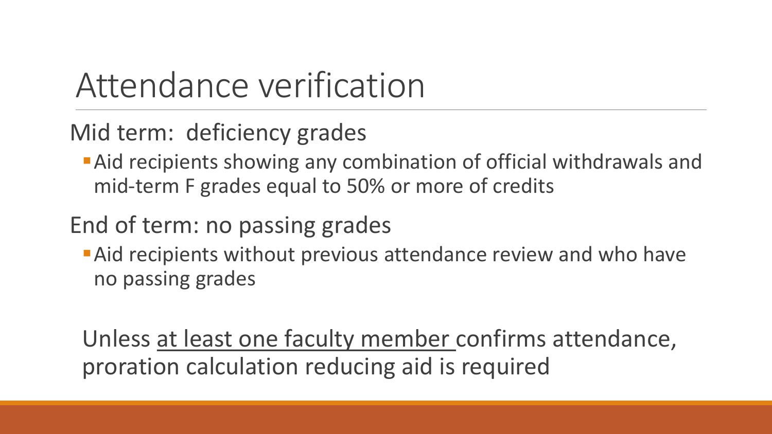# Attendance verification

## Mid term: deficiency grades

- Aid recipients showing any combination of official withdrawals and mid-term F grades equal to 50% or more of credits

## End of term: no passing grades

- Aid recipients without previous attendance review and who have no passing grades

Unless <u>at least one faculty member</u> confirms attendance, proration calculation reducing aid is required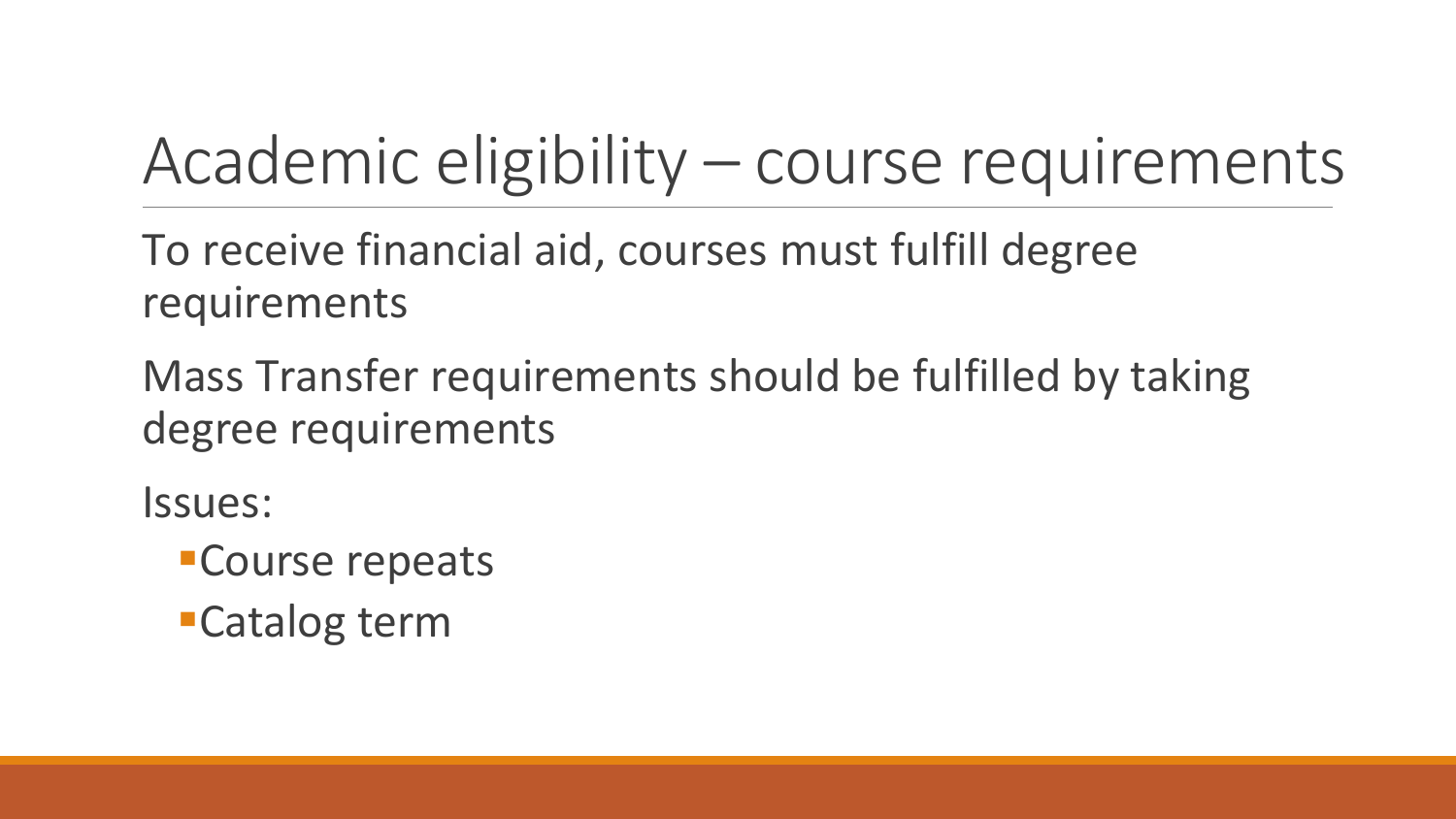# Academic eligibility – course requirements

To receive financial aid, courses must fulfill degree requirements

Mass Transfer requirements should be fulfilled by taking degree requirements

Issues:

- Course repeats
- Catalog term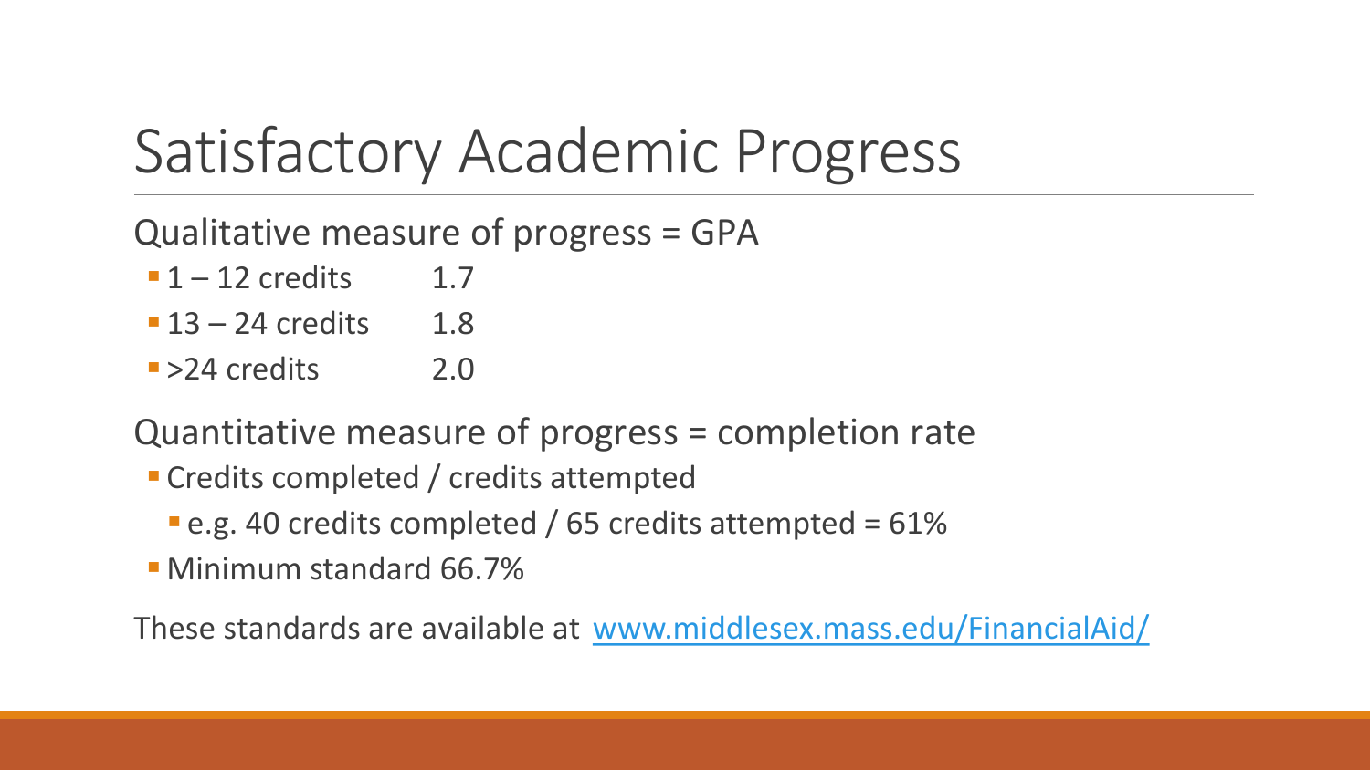# Satisfactory Academic Progress

Qualitative measure of progress = GPA

- 1 – 12 credits    1.7
- 13 – 24 credits    1.8
- >24 credits    2.0

Quantitative measure of progress = completion rate

- Credits completed / credits attempted
  - e.g. 40 credits completed / 65 credits attempted = 61%
- Minimum standard 66.7%

These standards are available at [www.middlesex.mass.edu/FinancialAid/](http://www.middlesex.mass.edu/FinancialAid/)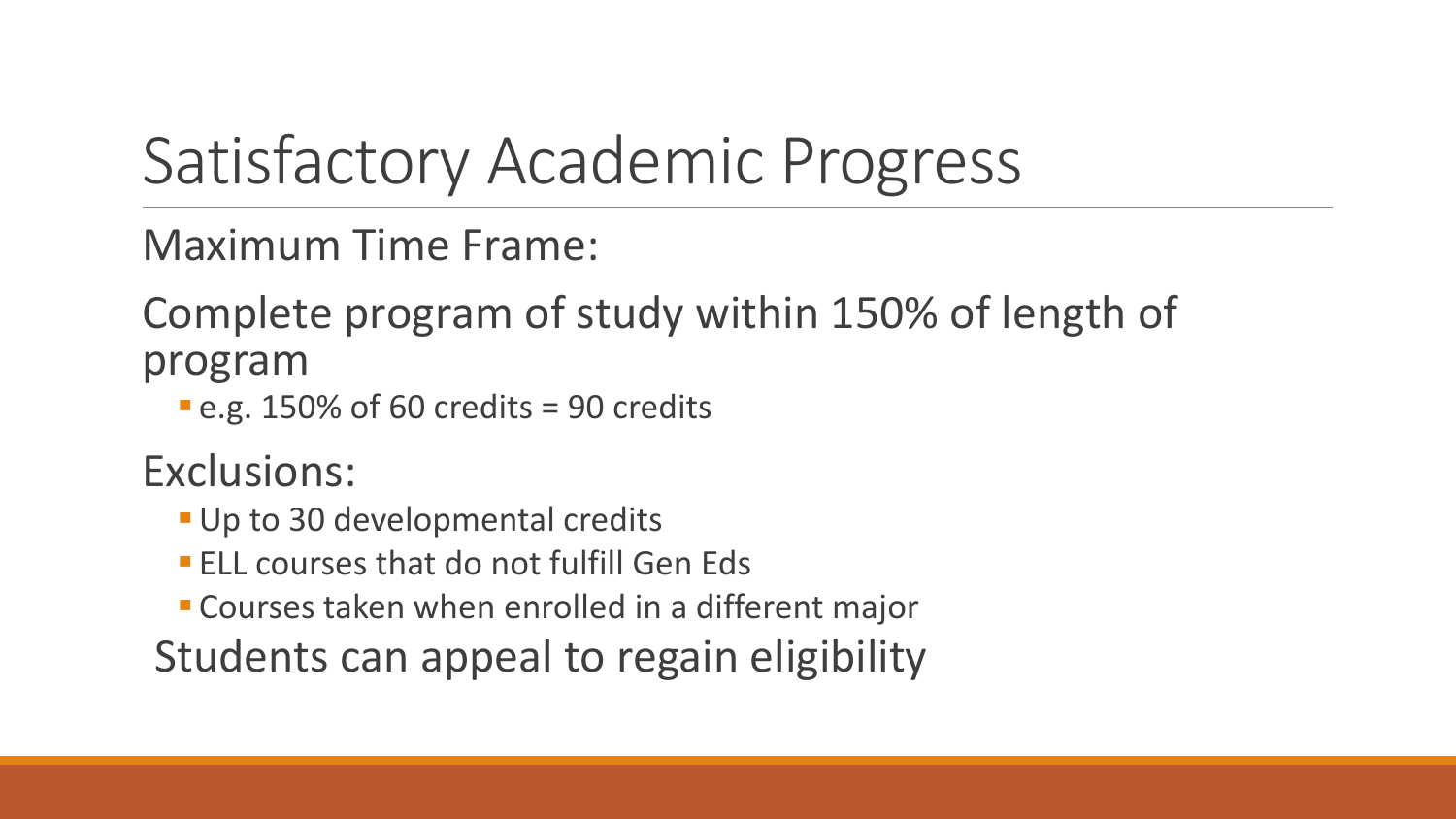# Satisfactory Academic Progress

Maximum Time Frame:

Complete program of study within 150% of length of program

- e.g. 150% of 60 credits = 90 credits

Exclusions:

- Up to 30 developmental credits
- ELL courses that do not fulfill Gen Eds
- Courses taken when enrolled in a different major

Students can appeal to regain eligibility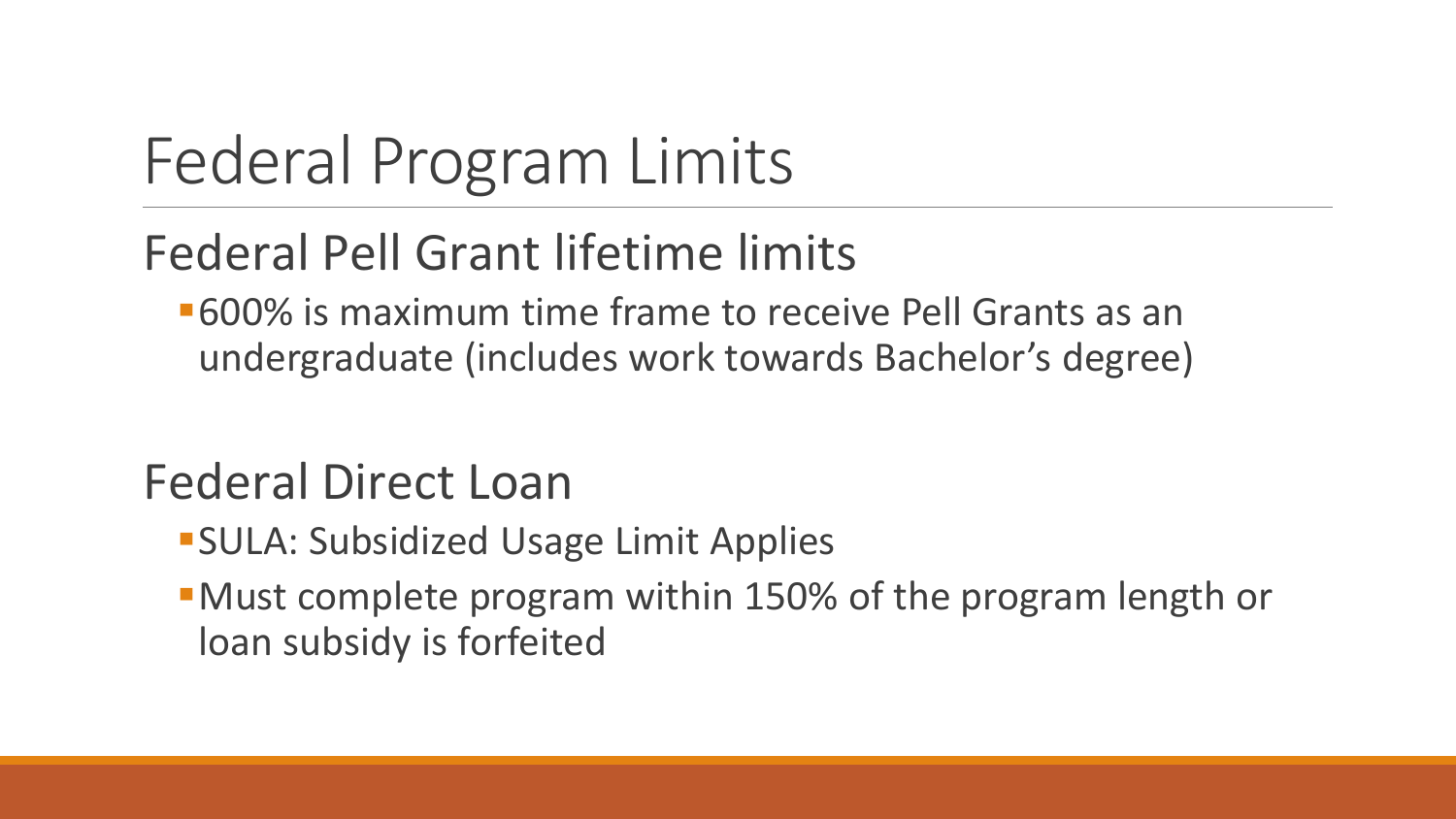# Federal Program Limits

## Federal Pell Grant lifetime limits

- 600% is maximum time frame to receive Pell Grants as an undergraduate (includes work towards Bachelor's degree)

## Federal Direct Loan

- SULA: Subsidized Usage Limit Applies
- Must complete program within 150% of the program length or loan subsidy is forfeited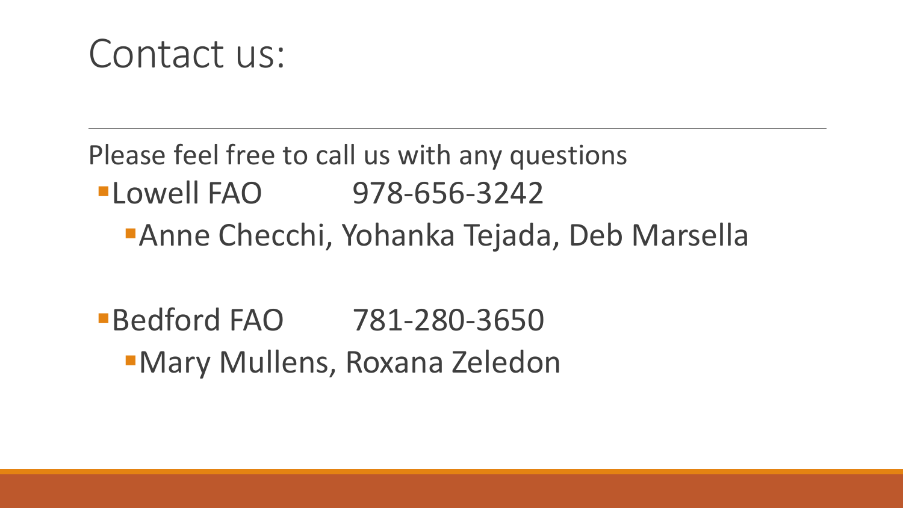# Contact us:

Please feel free to call us with any questions

- Lowell FAO 978-656-3242
  - Anne Checchi, Yohanka Tejada, Deb Marsella

- Bedford FAO 781-280-3650
  - Mary Mullens, Roxana Zeledon